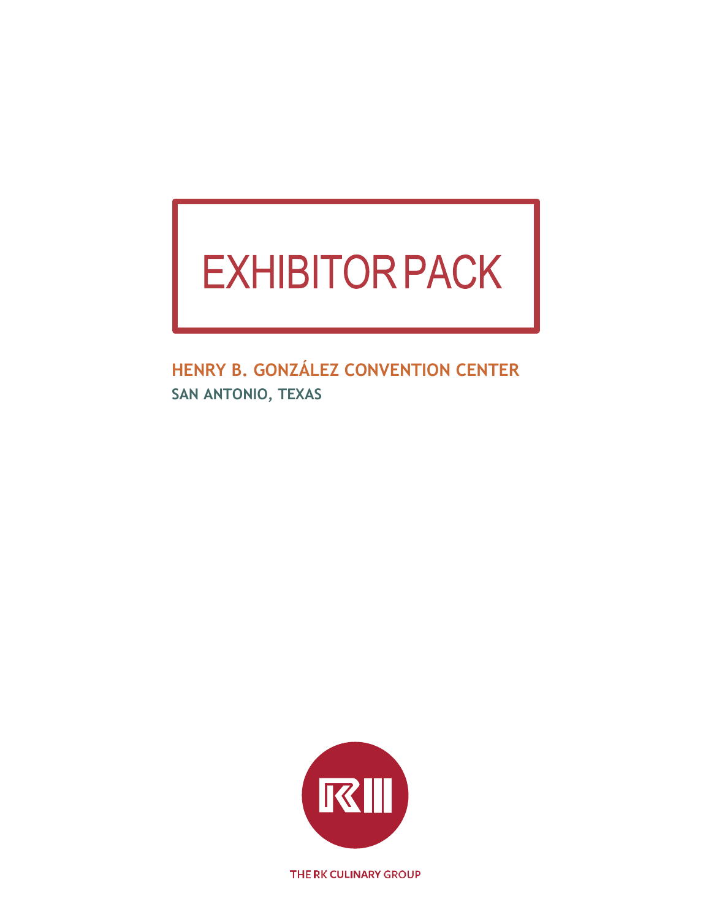# EXHIBITOR PACK

**HENRY B. GONZÁLEZ CONVENTION CENTER**

**SAN ANTONIO, TEXAS**

THE RK CULINARY GROUP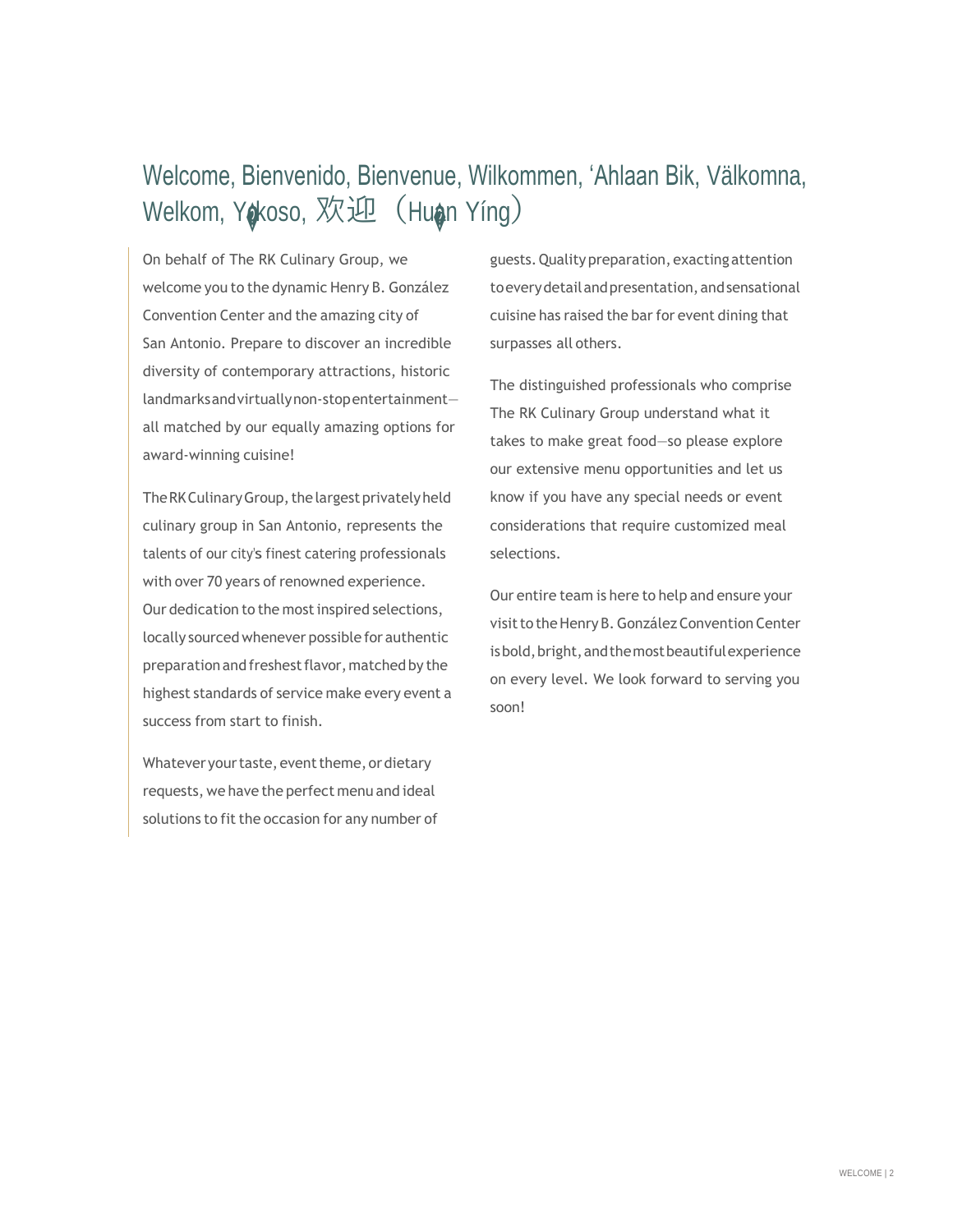# Welcome, Bienvenido, Bienvenue, Wilkommen, ‘Ahlaan Bik, Välkomna, Welkom, Yōkoso, 欢迎（Huān Yíng）

On behalf of The RK Culinary Group, we welcome you to the dynamic Henry B. González Convention Center and the amazing city of San Antonio. Prepare to discover an incredible diversity of contemporary attractions, historic landmarks and virtually non-stop entertainment—all matched by our equally amazing options for award-winning cuisine!

The RK Culinary Group, the largest privately held culinary group in San Antonio, represents the talents of our city's finest catering professionals with over 70 years of renowned experience. Our dedication to the most inspired selections, locally sourced whenever possible for authentic preparation and freshest flavor, matched by the highest standards of service make every event a success from start to finish.

Whatever your taste, event theme, or dietary requests, we have the perfect menu and ideal solutions to fit the occasion for any number of guests. Quality preparation, exacting attention to every detail and presentation, and sensational cuisine has raised the bar for event dining that surpasses all others.

The distinguished professionals who comprise The RK Culinary Group understand what it takes to make great food—so please explore our extensive menu opportunities and let us know if you have any special needs or event considerations that require customized meal selections.

Our entire team is here to help and ensure your visit to the Henry B. González Convention Center is bold, bright, and the most beautiful experience on every level. We look forward to serving you soon!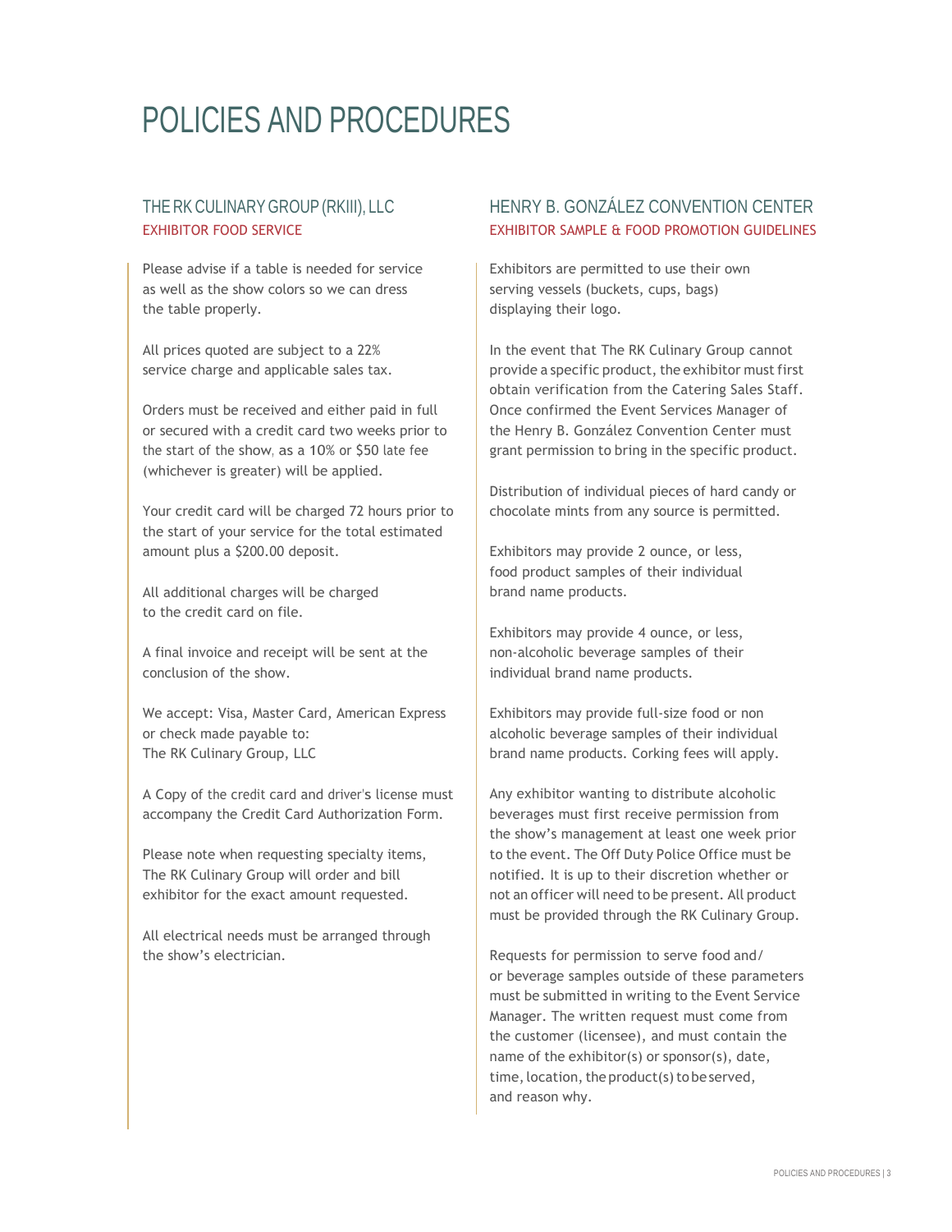# POLICIES AND PROCEDURES

## THE RK CULINARY GROUP (RKIII), LLC

### EXHIBITOR FOOD SERVICE

Please advise if a table is needed for service as well as the show colors so we can dress the table properly.

All prices quoted are subject to a 22% service charge and applicable sales tax.

Orders must be received and either paid in full or secured with a credit card two weeks prior to the start of the show, as a 10% or $50 late fee (whichever is greater) will be applied.

Your credit card will be charged 72 hours prior to the start of your service for the total estimated amount plus a $200.00 deposit.

All additional charges will be charged to the credit card on file.

A final invoice and receipt will be sent at the conclusion of the show.

We accept: Visa, Master Card, American Express or check made payable to:
The RK Culinary Group, LLC

A Copy of the credit card and driver's license must accompany the Credit Card Authorization Form.

Please note when requesting specialty items, The RK Culinary Group will order and bill exhibitor for the exact amount requested.

All electrical needs must be arranged through the show's electrician.

## HENRY B. GONZÁLEZ CONVENTION CENTER

### EXHIBITOR SAMPLE & FOOD PROMOTION GUIDELINES

Exhibitors are permitted to use their own serving vessels (buckets, cups, bags) displaying their logo.

In the event that The RK Culinary Group cannot provide a specific product, the exhibitor must first obtain verification from the Catering Sales Staff. Once confirmed the Event Services Manager of the Henry B. González Convention Center must grant permission to bring in the specific product.

Distribution of individual pieces of hard candy or chocolate mints from any source is permitted.

Exhibitors may provide 2 ounce, or less, food product samples of their individual brand name products.

Exhibitors may provide 4 ounce, or less, non-alcoholic beverage samples of their individual brand name products.

Exhibitors may provide full-size food or non alcoholic beverage samples of their individual brand name products. Corking fees will apply.

Any exhibitor wanting to distribute alcoholic beverages must first receive permission from the show's management at least one week prior to the event. The Off Duty Police Office must be notified. It is up to their discretion whether or not an officer will need to be present. All product must be provided through the RK Culinary Group.

Requests for permission to serve food and/or beverage samples outside of these parameters must be submitted in writing to the Event Service Manager. The written request must come from the customer (licensee), and must contain the name of the exhibitor(s) or sponsor(s), date, time, location, the product(s) to be served, and reason why.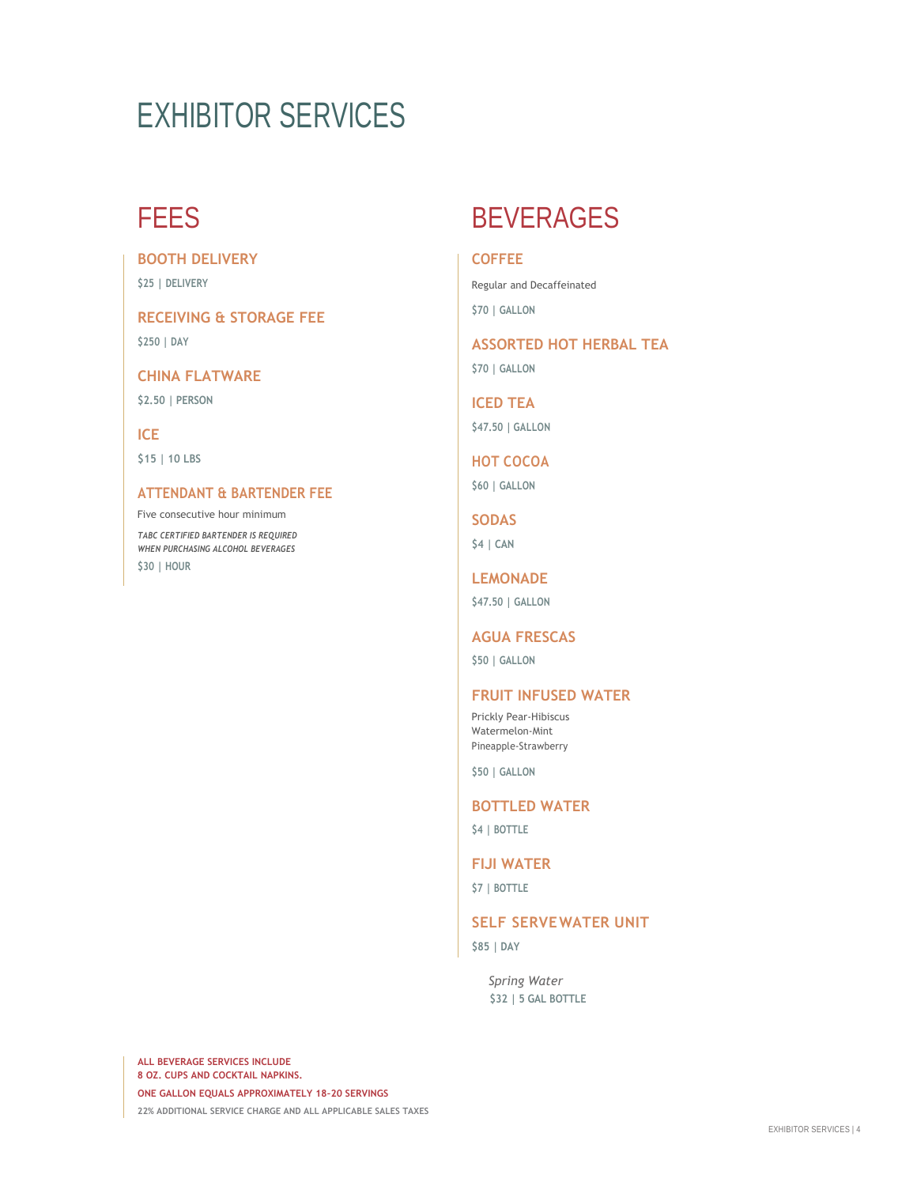# EXHIBITOR SERVICES

## FEES

### BOOTH DELIVERY

$25 | DELIVERY

### RECEIVING & STORAGE FEE

$250 | DAY

### CHINA FLATWARE

$2.50 | PERSON

### ICE

$15 | 10 LBS

### ATTENDANT & BARTENDER FEE

Five consecutive hour minimum

*TABC CERTIFIED BARTENDER IS REQUIRED WHEN PURCHASING ALCOHOL BEVERAGES*

$30 | HOUR

## BEVERAGES

### COFFEE

Regular and Decaffeinated

$70 | GALLON

### ASSORTED HOT HERBAL TEA

$70 | GALLON

### ICED TEA

$47.50 | GALLON

### HOT COCOA

$60 | GALLON

### SODAS

$4 | CAN

### LEMONADE

$47.50 | GALLON

### AGUA FRESCAS

$50 | GALLON

### FRUIT INFUSED WATER

Prickly Pear-Hibiscus
Watermelon-Mint
Pineapple-Strawberry

$50 | GALLON

### BOTTLED WATER

$4 | BOTTLE

### FIJI WATER

$7 | BOTTLE

### SELF SERVE WATER UNIT

$85 | DAY

*Spring Water*
$32 | 5 GAL BOTTLE

**ALL BEVERAGE SERVICES INCLUDE 8 OZ. CUPS AND COCKTAIL NAPKINS.**

**ONE GALLON EQUALS APPROXIMATELY 18-20 SERVINGS**

22% ADDITIONAL SERVICE CHARGE AND ALL APPLICABLE SALES TAXES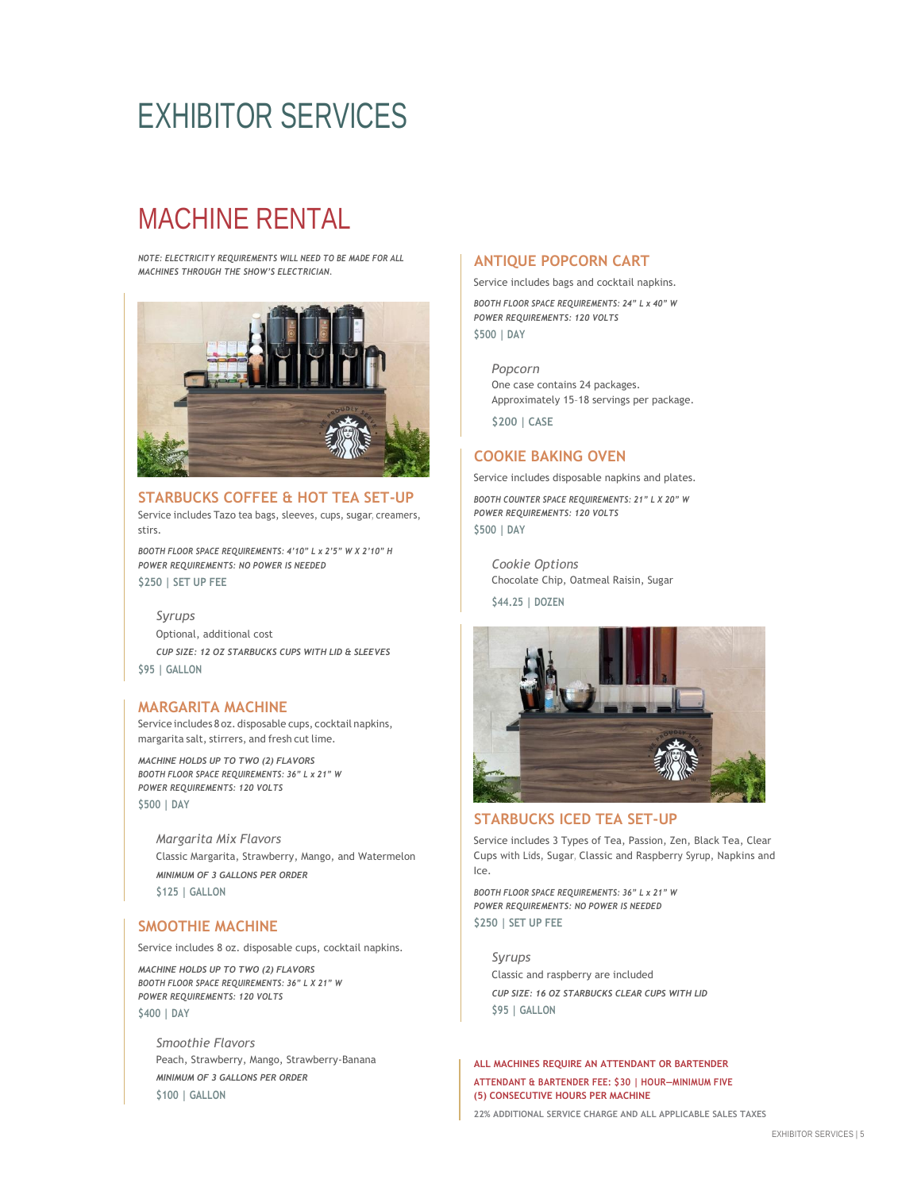# EXHIBITOR SERVICES

## MACHINE RENTAL

*NOTE: ELECTRICITY REQUIREMENTS WILL NEED TO BE MADE FOR ALL MACHINES THROUGH THE SHOW'S ELECTRICIAN.*

### STARBUCKS COFFEE & HOT TEA SET-UP

Service includes Tazo tea bags, sleeves, cups, sugar, creamers, stirs.

*BOOTH FLOOR SPACE REQUIREMENTS: 4'10" L x 2'5" W X 2'10" H*
*POWER REQUIREMENTS: NO POWER IS NEEDED*

$250 | SET UP FEE

*Syrups*
Optional, additional cost
*CUP SIZE: 12 OZ STARBUCKS CUPS WITH LID & SLEEVES*

$95 | GALLON

### MARGARITA MACHINE

Service includes 8 oz. disposable cups, cocktail napkins, margarita salt, stirrers, and fresh cut lime.

*MACHINE HOLDS UP TO TWO (2) FLAVORS*
*BOOTH FLOOR SPACE REQUIREMENTS: 36" L x 21" W*
*POWER REQUIREMENTS: 120 VOLTS*

$500 | DAY

*Margarita Mix Flavors*
Classic Margarita, Strawberry, Mango, and Watermelon
*MINIMUM OF 3 GALLONS PER ORDER*

$125 | GALLON

### SMOOTHIE MACHINE

Service includes 8 oz. disposable cups, cocktail napkins.

*MACHINE HOLDS UP TO TWO (2) FLAVORS*
*BOOTH FLOOR SPACE REQUIREMENTS: 36" L X 21" W*
*POWER REQUIREMENTS: 120 VOLTS*

$400 | DAY

*Smoothie Flavors*
Peach, Strawberry, Mango, Strawberry-Banana
*MINIMUM OF 3 GALLONS PER ORDER*

$100 | GALLON

### ANTIQUE POPCORN CART

Service includes bags and cocktail napkins.

*BOOTH FLOOR SPACE REQUIREMENTS: 24" L x 40" W*
*POWER REQUIREMENTS: 120 VOLTS*

$500 | DAY

*Popcorn*
One case contains 24 packages.
Approximately 15-18 servings per package.

$200 | CASE

### COOKIE BAKING OVEN

Service includes disposable napkins and plates.

*BOOTH COUNTER SPACE REQUIREMENTS: 21" L X 20" W*
*POWER REQUIREMENTS: 120 VOLTS*

$500 | DAY

*Cookie Options*
Chocolate Chip, Oatmeal Raisin, Sugar

$44.25 | DOZEN

### STARBUCKS ICED TEA SET-UP

Service includes 3 Types of Tea, Passion, Zen, Black Tea, Clear Cups with Lids, Sugar, Classic and Raspberry Syrup, Napkins and Ice.

*BOOTH FLOOR SPACE REQUIREMENTS: 36" L x 21" W*
*POWER REQUIREMENTS: NO POWER IS NEEDED*

$250 | SET UP FEE

*Syrups*
Classic and raspberry are included
*CUP SIZE: 16 OZ STARBUCKS CLEAR CUPS WITH LID*

$95 | GALLON

**ALL MACHINES REQUIRE AN ATTENDANT OR BARTENDER**

**ATTENDANT & BARTENDER FEE: $30 | HOUR—MINIMUM FIVE (5) CONSECUTIVE HOURS PER MACHINE**

**22% ADDITIONAL SERVICE CHARGE AND ALL APPLICABLE SALES TAXES**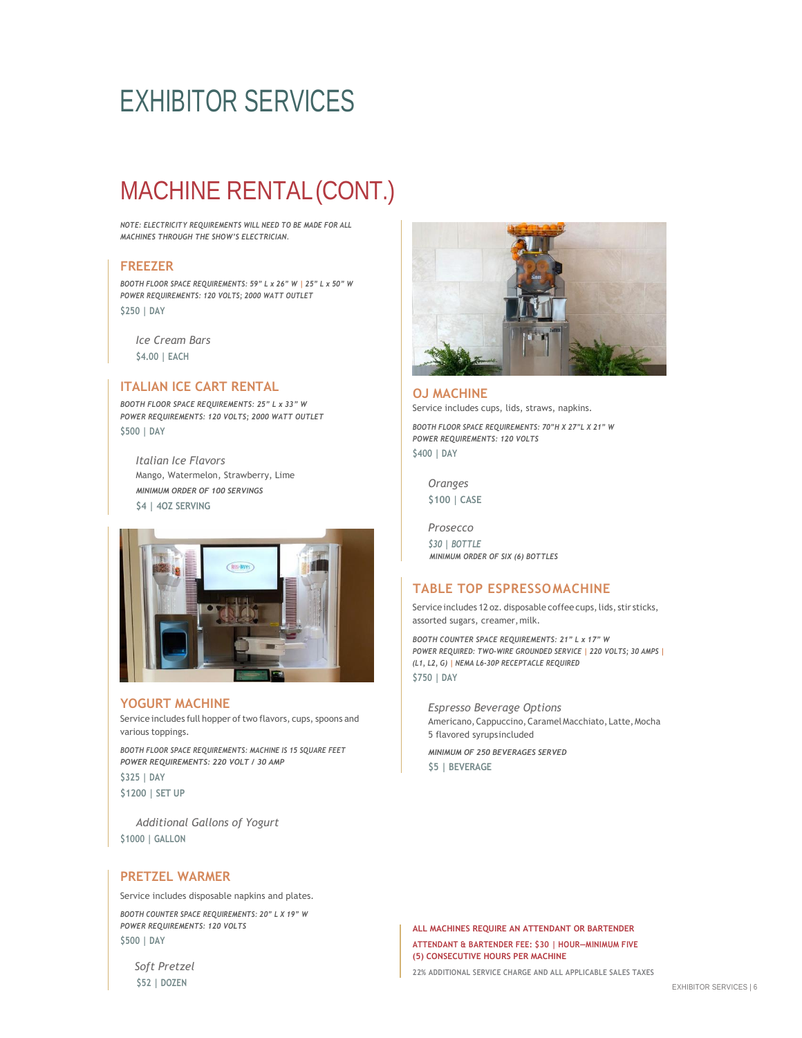# EXHIBITOR SERVICES

## MACHINE RENTAL (CONT.)

*NOTE: ELECTRICITY REQUIREMENTS WILL NEED TO BE MADE FOR ALL MACHINES THROUGH THE SHOW'S ELECTRICIAN.*

### FREEZER

*BOOTH FLOOR SPACE REQUIREMENTS: 59" L x 26" W | 25" L x 50" W*
*POWER REQUIREMENTS: 120 VOLTS; 2000 WATT OUTLET*

$250 | DAY

*Ice Cream Bars*
$4.00 | EACH

### ITALIAN ICE CART RENTAL

*BOOTH FLOOR SPACE REQUIREMENTS: 25" L x 33" W*
*POWER REQUIREMENTS: 120 VOLTS; 2000 WATT OUTLET*

$500 | DAY

*Italian Ice Flavors*
Mango, Watermelon, Strawberry, Lime
*MINIMUM ORDER OF 100 SERVINGS*
$4 | 4OZ SERVING

### YOGURT MACHINE

Service includes full hopper of two flavors, cups, spoons and various toppings.

*BOOTH FLOOR SPACE REQUIREMENTS: MACHINE IS 15 SQUARE FEET*
*POWER REQUIREMENTS: 220 VOLT / 30 AMP*

$325 | DAY
$1200 | SET UP

*Additional Gallons of Yogurt*
$1000 | GALLON

### PRETZEL WARMER

Service includes disposable napkins and plates.

*BOOTH COUNTER SPACE REQUIREMENTS: 20" L x 19" W*
*POWER REQUIREMENTS: 120 VOLTS*

$500 | DAY

*Soft Pretzel*
$52 | DOZEN

### OJ MACHINE

Service includes cups, lids, straws, napkins.

*BOOTH FLOOR SPACE REQUIREMENTS: 70"H X 27"L X 21" W*
*POWER REQUIREMENTS: 120 VOLTS*

$400 | DAY

*Oranges*
$100 | CASE

*Prosecco*
$30 | BOTTLE
*MINIMUM ORDER OF SIX (6) BOTTLES*

### TABLE TOP ESPRESSO MACHINE

Service includes 12 oz. disposable coffee cups, lids, stir sticks, assorted sugars, creamer, milk.

*BOOTH COUNTER SPACE REQUIREMENTS: 21" L x 17" W*
*POWER REQUIRED: TWO-WIRE GROUNDED SERVICE | 220 VOLTS; 30 AMPS | (L1, L2, G) | NEMA L6-30P RECEPTACLE REQUIRED*

$750 | DAY

*Espresso Beverage Options*
Americano, Cappuccino, Caramel Macchiato, Latte, Mocha
5 flavored syrups included
*MINIMUM OF 250 BEVERAGES SERVED*
$5 | BEVERAGE

**ALL MACHINES REQUIRE AN ATTENDANT OR BARTENDER**

**ATTENDANT & BARTENDER FEE: $30 | HOUR—MINIMUM FIVE (5) CONSECUTIVE HOURS PER MACHINE**

22% ADDITIONAL SERVICE CHARGE AND ALL APPLICABLE SALES TAXES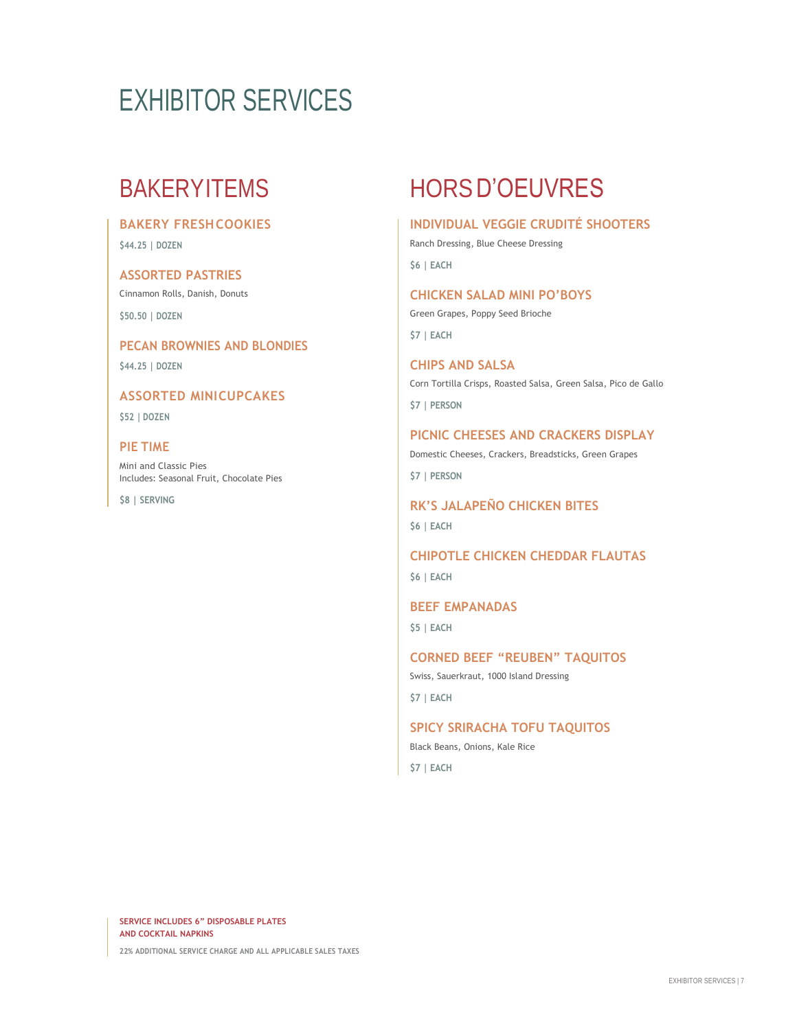# EXHIBITOR SERVICES

## BAKERY ITEMS

### BAKERY FRESH COOKIES

$44.25 | DOZEN

### ASSORTED PASTRIES

Cinnamon Rolls, Danish, Donuts

$50.50 | DOZEN

### PECAN BROWNIES AND BLONDIES

$44.25 | DOZEN

### ASSORTED MINI CUPCAKES

$52 | DOZEN

### PIE TIME

Mini and Classic Pies
Includes: Seasonal Fruit, Chocolate Pies

$8 | SERVING

## HORS D'OEUVRES

### INDIVIDUAL VEGGIE CRUDITÉ SHOOTERS

Ranch Dressing, Blue Cheese Dressing

$6 | EACH

### CHICKEN SALAD MINI PO'BOYS

Green Grapes, Poppy Seed Brioche

$7 | EACH

### CHIPS AND SALSA

Corn Tortilla Crisps, Roasted Salsa, Green Salsa, Pico de Gallo

$7 | PERSON

### PICNIC CHEESES AND CRACKERS DISPLAY

Domestic Cheeses, Crackers, Breadsticks, Green Grapes

$7 | PERSON

### RK'S JALAPEÑO CHICKEN BITES

$6 | EACH

### CHIPOTLE CHICKEN CHEDDAR FLAUTAS

$6 | EACH

### BEEF EMPANADAS

$5 | EACH

### CORNED BEEF "REUBEN" TAQUITOS

Swiss, Sauerkraut, 1000 Island Dressing

$7 | EACH

### SPICY SRIRACHA TOFU TAQUITOS

Black Beans, Onions, Kale Rice

$7 | EACH

**SERVICE INCLUDES 6" DISPOSABLE PLATES AND COCKTAIL NAPKINS**

22% ADDITIONAL SERVICE CHARGE AND ALL APPLICABLE SALES TAXES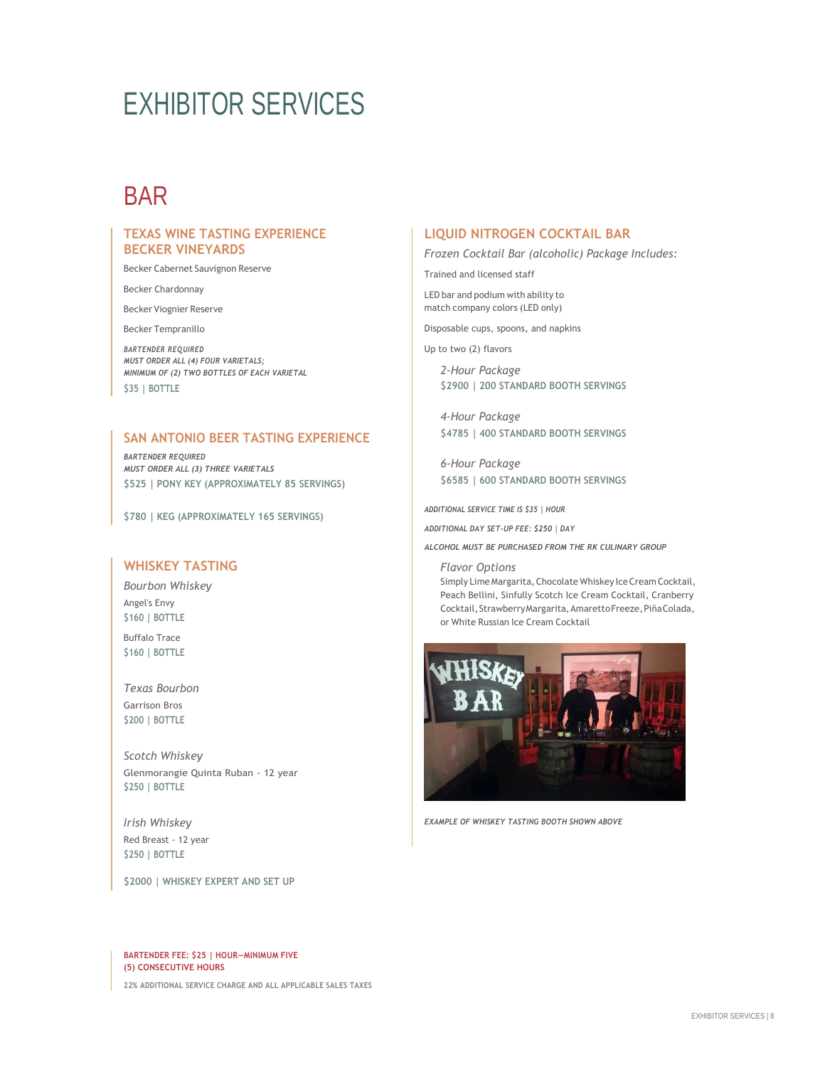# EXHIBITOR SERVICES

## BAR

### TEXAS WINE TASTING EXPERIENCE BECKER VINEYARDS

Becker Cabernet Sauvignon Reserve

Becker Chardonnay

Becker Viognier Reserve

Becker Tempranillo

*BARTENDER REQUIRED*
*MUST ORDER ALL (4) FOUR VARIETALS;*
*MINIMUM OF (2) TWO BOTTLES OF EACH VARIETAL*

$35 | BOTTLE

### SAN ANTONIO BEER TASTING EXPERIENCE

*BARTENDER REQUIRED*
*MUST ORDER ALL (3) THREE VARIETALS*

$525 | PONY KEY (APPROXIMATELY 85 SERVINGS)

$780 | KEG (APPROXIMATELY 165 SERVINGS)

### WHISKEY TASTING

*Bourbon Whiskey*

Angel's Envy
$160 | BOTTLE

Buffalo Trace
$160 | BOTTLE

*Texas Bourbon*

Garrison Bros
$200 | BOTTLE

*Scotch Whiskey*

Glenmorangie Quinta Ruban - 12 year
$250 | BOTTLE

*Irish Whiskey*

Red Breast - 12 year
$250 | BOTTLE

$2000 | WHISKEY EXPERT AND SET UP

### LIQUID NITROGEN COCKTAIL BAR

*Frozen Cocktail Bar (alcoholic) Package Includes:*

Trained and licensed staff

LED bar and podium with ability to match company colors (LED only)

Disposable cups, spoons, and napkins

Up to two (2) flavors

*2-Hour Package*
$2900 | 200 STANDARD BOOTH SERVINGS

*4-Hour Package*
$4785 | 400 STANDARD BOOTH SERVINGS

*6-Hour Package*
$6585 | 600 STANDARD BOOTH SERVINGS

*ADDITIONAL SERVICE TIME IS $35 | HOUR*

*ADDITIONAL DAY SET-UP FEE: $250 | DAY*

*ALCOHOL MUST BE PURCHASED FROM THE RK CULINARY GROUP*

*Flavor Options*

Simply Lime Margarita, Chocolate Whiskey Ice Cream Cocktail, Peach Bellini, Sinfully Scotch Ice Cream Cocktail, Cranberry Cocktail, Strawberry Margarita, Amaretto Freeze, Piña Colada, or White Russian Ice Cream Cocktail

*EXAMPLE OF WHISKEY TASTING BOOTH SHOWN ABOVE*

**BARTENDER FEE: $25 | HOUR—MINIMUM FIVE (5) CONSECUTIVE HOURS**

22% ADDITIONAL SERVICE CHARGE AND ALL APPLICABLE SALES TAXES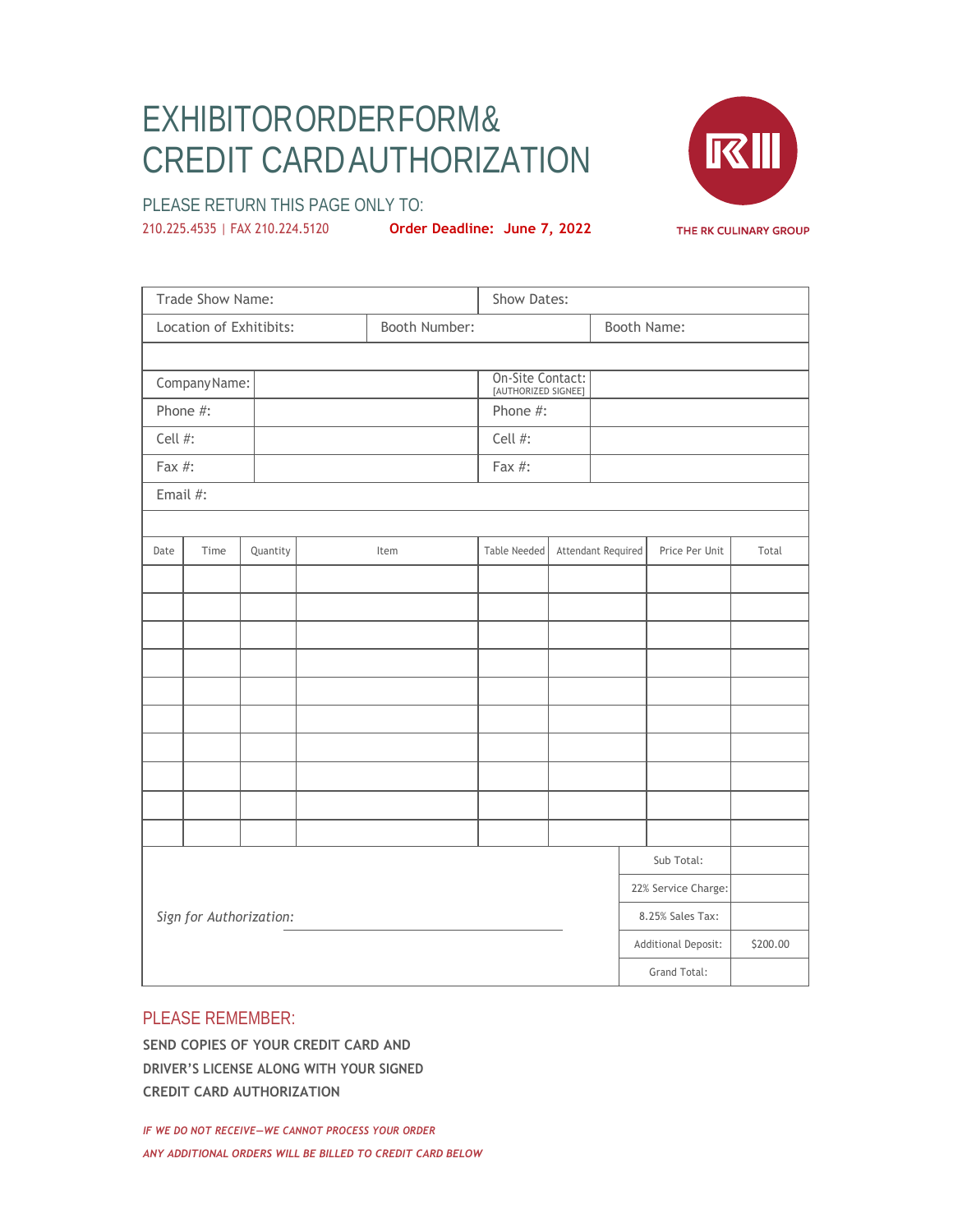# EXHIBITOR ORDER FORM & CREDIT CARD AUTHORIZATION

THE RK CULINARY GROUP

PLEASE RETURN THIS PAGE ONLY TO:

210.225.4535 | FAX 210.224.5120 **Order Deadline: June 7, 2022**

| Trade Show Name: | | Show Dates: | |
|---|---|---|---|
| Location of Exhitibits: | Booth Number: | Booth Name: | |

| Company Name: | | On-Site Contact: [AUTHORIZED SIGNEE] | |
|---|---|---|---|
| Phone #: | | Phone #: | |
| Cell #: | | Cell #: | |
| Fax #: | | Fax #: | |
| Email #: | | | |

| Date | Time | Quantity | Item | Table Needed | Attendant Required | Price Per Unit | Total |
|---|---|---|---|---|---|---|---|
| | | | | | | | |
| | | | | | | | |
| | | | | | | | |
| | | | | | | | |
| | | | | | | | |
| | | | | | | | |
| | | | | | | | |
| | | | | | | | |
| | | | | | | | |
| | | | | | | | |

*Sign for Authorization:* ______________________________

| | |
|---|---|
| Sub Total: | |
| 22% Service Charge: | |
| 8.25% Sales Tax: | |
| Additional Deposit: | $200.00 |
| Grand Total: | |

## PLEASE REMEMBER:

**SEND COPIES OF YOUR CREDIT CARD AND DRIVER'S LICENSE ALONG WITH YOUR SIGNED CREDIT CARD AUTHORIZATION**

***IF WE DO NOT RECEIVE—WE CANNOT PROCESS YOUR ORDER***

***ANY ADDITIONAL ORDERS WILL BE BILLED TO CREDIT CARD BELOW***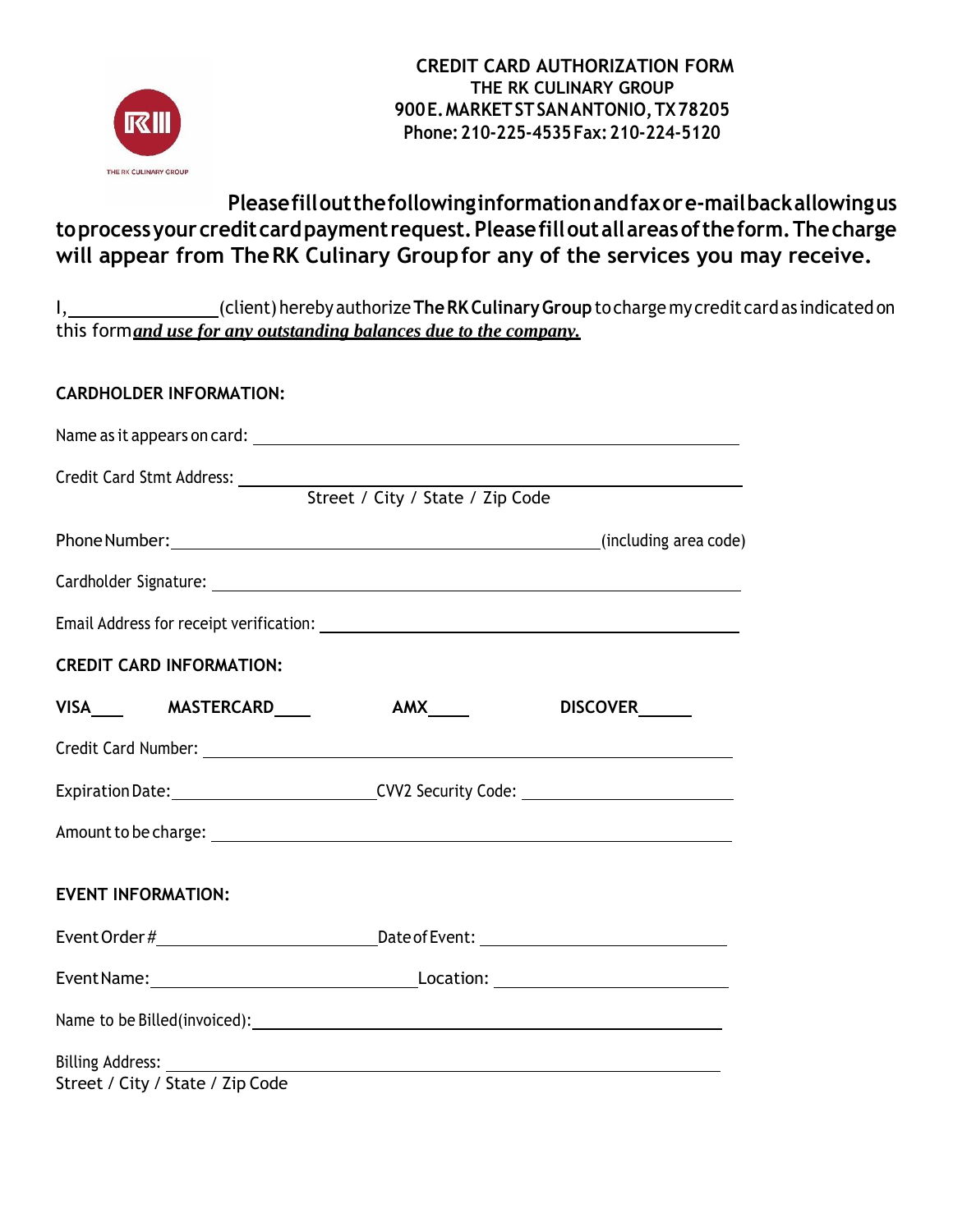# CREDIT CARD AUTHORIZATION FORM

**THE RK CULINARY GROUP**
**900 E. MARKET ST SAN ANTONIO, TX 78205**
**Phone: 210-225-4535 Fax: 210-224-5120**

**Please fill out the following information and fax or e-mail back allowing us to process your credit card payment request. Please fill out all areas of the form. The charge will appear from The RK Culinary Group for any of the services you may receive.**

I, ________________ (client) hereby authorize **The RK Culinary Group** to charge my credit card as indicated on this form ***and use for any outstanding balances due to the company.***

**CARDHOLDER INFORMATION:**

Name as it appears on card: ____________________________________________

Credit Card Stmt Address: ____________________________________________
Street / City / State / Zip Code

Phone Number: ____________________________________________ (including area code)

Cardholder Signature: ____________________________________________

Email Address for receipt verification: ____________________________________________

**CREDIT CARD INFORMATION:**

**VISA**\_\_\_\_ **MASTERCARD**\_\_\_\_ **AMX**\_\_\_\_ **DISCOVER**\_\_\_\_

Credit Card Number: ____________________________________________

Expiration Date: ____________________ CVV2 Security Code: ____________________

Amount to be charge: ____________________________________________

**EVENT INFORMATION:**

Event Order # ____________________ Date of Event: ____________________

Event Name: ____________________ Location: ____________________

Name to be Billed(invoiced): ____________________________________________

Billing Address: ____________________________________________
Street / City / State / Zip Code